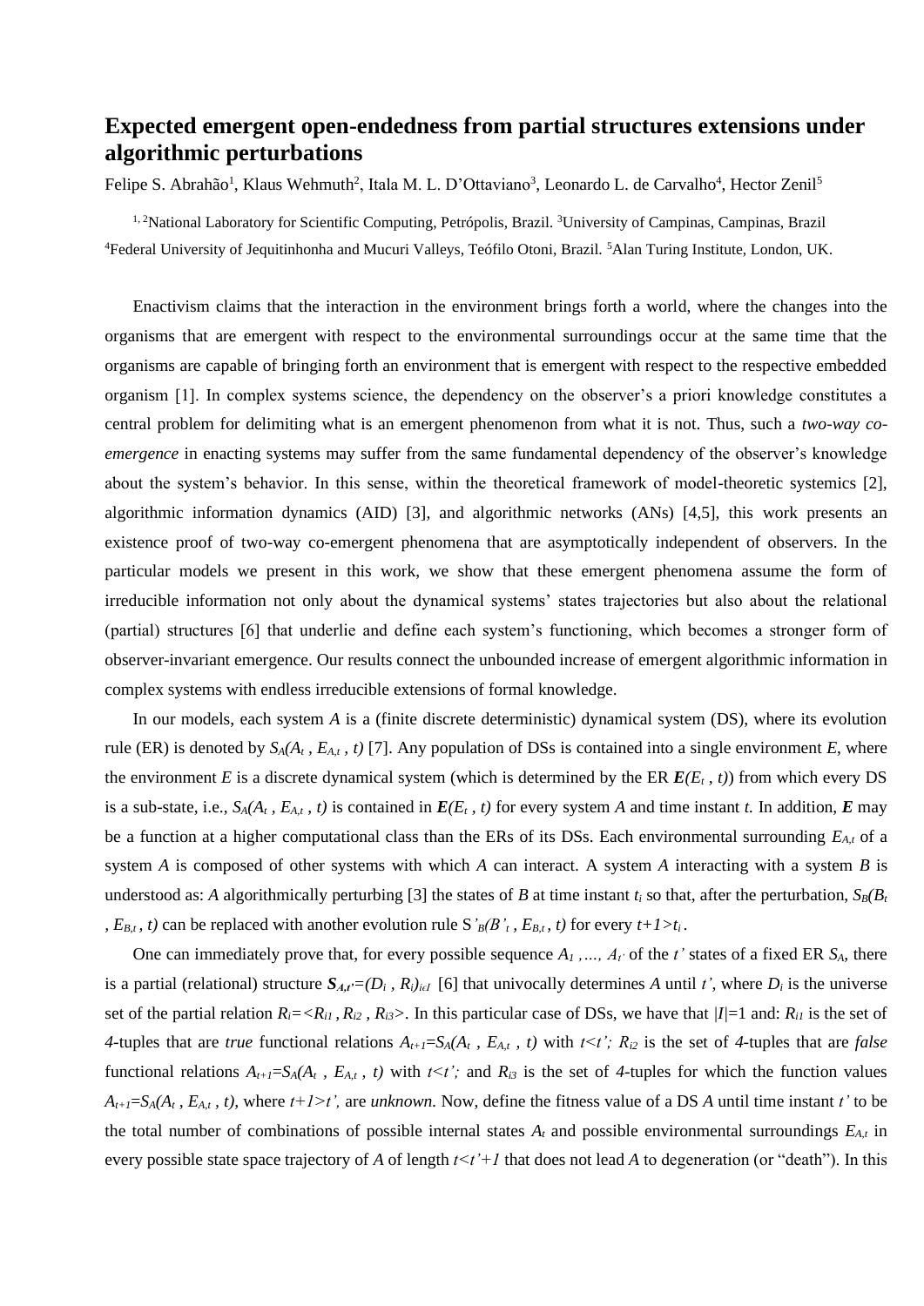# Expected emergent open-endedness from partial structures extensions under algorithmic perturbations

Felipe S. Abrahão[1], Klaus Wehmuth[2], Itala M. L. D'Ottaviano[3], Leonardo L. de Carvalho[4], Hector Zenil[5]

[1, 2]National Laboratory for Scientific Computing, Petrópolis, Brazil. [3]University of Campinas, Campinas, Brazil
[4]Federal University of Jequitinhonha and Mucuri Valleys, Teófilo Otoni, Brazil. [5]Alan Turing Institute, London, UK.

Enactivism claims that the interaction in the environment brings forth a world, where the changes into the organisms that are emergent with respect to the environmental surroundings occur at the same time that the organisms are capable of bringing forth an environment that is emergent with respect to the respective embedded organism [1]. In complex systems science, the dependency on the observer's a priori knowledge constitutes a central problem for delimiting what is an emergent phenomenon from what it is not. Thus, such a *two-way co-emergence* in enacting systems may suffer from the same fundamental dependency of the observer's knowledge about the system's behavior. In this sense, within the theoretical framework of model-theoretic systemics [2], algorithmic information dynamics (AID) [3], and algorithmic networks (ANs) [4,5], this work presents an existence proof of two-way co-emergent phenomena that are asymptotically independent of observers. In the particular models we present in this work, we show that these emergent phenomena assume the form of irreducible information not only about the dynamical systems' states trajectories but also about the relational (partial) structures [6] that underlie and define each system's functioning, which becomes a stronger form of observer-invariant emergence. Our results connect the unbounded increase of emergent algorithmic information in complex systems with endless irreducible extensions of formal knowledge.

In our models, each system $A$ is a (finite discrete deterministic) dynamical system (DS), where its evolution rule (ER) is denoted by $S_A(A_t , E_{A,t} , t)$ [7]. Any population of DSs is contained into a single environment $E$, where the environment $E$ is a discrete dynamical system (which is determined by the ER $\boldsymbol{E}(E_t , t)$) from which every DS is a sub-state, i.e., $S_A(A_t , E_{A,t} , t)$ is contained in $\boldsymbol{E}(E_t , t)$ for every system $A$ and time instant $t$. In addition, $\boldsymbol{E}$ may be a function at a higher computational class than the ERs of its DSs. Each environmental surrounding $E_{A,t}$ of a system $A$ is composed of other systems with which $A$ can interact. A system $A$ interacting with a system $B$ is understood as: $A$ algorithmically perturbing [3] the states of $B$ at time instant $t_i$ so that, after the perturbation, $S_B(B_t , E_{B,t} , t)$ can be replaced with another evolution rule $S'_B(B'_t , E_{B,t} , t)$ for every $t+1>t_i$ .

One can immediately prove that, for every possible sequence $A_1 ,\dots, A_{t'}$ of the $t'$ states of a fixed ER $S_A$, there is a partial (relational) structure $\boldsymbol{S}_{A,t'}=(D_i , R_i)_{i\in I}$ [6] that univocally determines $A$ until $t'$, where $D_i$ is the universe set of the partial relation $R_i=<R_{i1} , R_{i2} , R_{i3}>$. In this particular case of DSs, we have that $|I|=1$ and: $R_{i1}$ is the set of 4-tuples that are *true* functional relations $A_{t+1}=S_A(A_t , E_{A,t} , t)$ with $t<t'$; $R_{i2}$ is the set of 4-tuples that are *false* functional relations $A_{t+1}=S_A(A_t , E_{A,t} , t)$ with $t<t'$; and $R_{i3}$ is the set of 4-tuples for which the function values $A_{t+1}=S_A(A_t , E_{A,t} , t)$, where $t+1>t'$, are *unknown*. Now, define the fitness value of a DS $A$ until time instant $t'$ to be the total number of combinations of possible internal states $A_t$ and possible environmental surroundings $E_{A,t}$ in every possible state space trajectory of $A$ of length $t<t'+1$ that does not lead $A$ to degeneration (or "death"). In this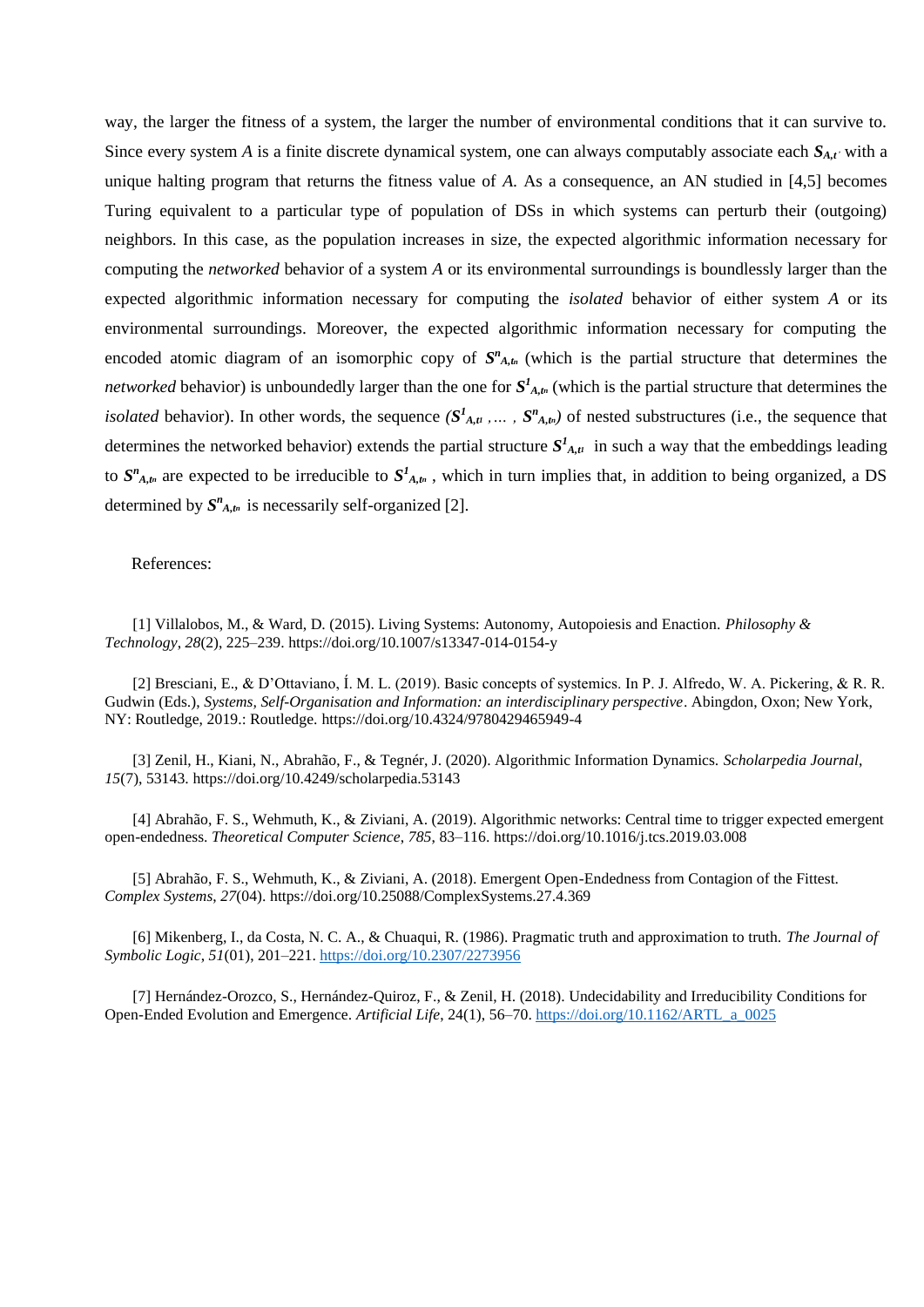way, the larger the fitness of a system, the larger the number of environmental conditions that it can survive to. Since every system *A* is a finite discrete dynamical system, one can always computably associate each $\boldsymbol{S_{A,t'}}$ with a unique halting program that returns the fitness value of *A*. As a consequence, an AN studied in [4,5] becomes Turing equivalent to a particular type of population of DSs in which systems can perturb their (outgoing) neighbors. In this case, as the population increases in size, the expected algorithmic information necessary for computing the *networked* behavior of a system *A* or its environmental surroundings is boundlessly larger than the expected algorithmic information necessary for computing the *isolated* behavior of either system *A* or its environmental surroundings. Moreover, the expected algorithmic information necessary for computing the encoded atomic diagram of an isomorphic copy of $\boldsymbol{S^n_{A,t_n}}$ (which is the partial structure that determines the *networked* behavior) is unboundedly larger than the one for $\boldsymbol{S^1_{A,t_n}}$ (which is the partial structure that determines the *isolated* behavior). In other words, the sequence $(\boldsymbol{S^1_{A,t_1}}, \ldots, \boldsymbol{S^n_{A,t_n}})$ of nested substructures (i.e., the sequence that determines the networked behavior) extends the partial structure $\boldsymbol{S^1_{A,t_1}}$ in such a way that the embeddings leading to $\boldsymbol{S^n_{A,t_n}}$ are expected to be irreducible to $\boldsymbol{S^1_{A,t_n}}$, which in turn implies that, in addition to being organized, a DS determined by $\boldsymbol{S^n_{A,t_n}}$ is necessarily self-organized [2].

References:

[1] Villalobos, M., & Ward, D. (2015). Living Systems: Autonomy, Autopoiesis and Enaction. *Philosophy & Technology*, *28*(2), 225–239. https://doi.org/10.1007/s13347-014-0154-y

[2] Bresciani, E., & D'Ottaviano, Í. M. L. (2019). Basic concepts of systemics. In P. J. Alfredo, W. A. Pickering, & R. R. Gudwin (Eds.), *Systems, Self-Organisation and Information: an interdisciplinary perspective*. Abingdon, Oxon; New York, NY: Routledge, 2019.: Routledge. https://doi.org/10.4324/9780429465949-4

[3] Zenil, H., Kiani, N., Abrahão, F., & Tegnér, J. (2020). Algorithmic Information Dynamics. *Scholarpedia Journal*, *15*(7), 53143. https://doi.org/10.4249/scholarpedia.53143

[4] Abrahão, F. S., Wehmuth, K., & Ziviani, A. (2019). Algorithmic networks: Central time to trigger expected emergent open-endedness. *Theoretical Computer Science*, *785*, 83–116. https://doi.org/10.1016/j.tcs.2019.03.008

[5] Abrahão, F. S., Wehmuth, K., & Ziviani, A. (2018). Emergent Open-Endedness from Contagion of the Fittest. *Complex Systems*, *27*(04). https://doi.org/10.25088/ComplexSystems.27.4.369

[6] Mikenberg, I., da Costa, N. C. A., & Chuaqui, R. (1986). Pragmatic truth and approximation to truth. *The Journal of Symbolic Logic*, *51*(01), 201–221. https://doi.org/10.2307/2273956

[7] Hernández-Orozco, S., Hernández-Quiroz, F., & Zenil, H. (2018). Undecidability and Irreducibility Conditions for Open-Ended Evolution and Emergence. *Artificial Life*, 24(1), 56–70. https://doi.org/10.1162/ARTL_a_0025